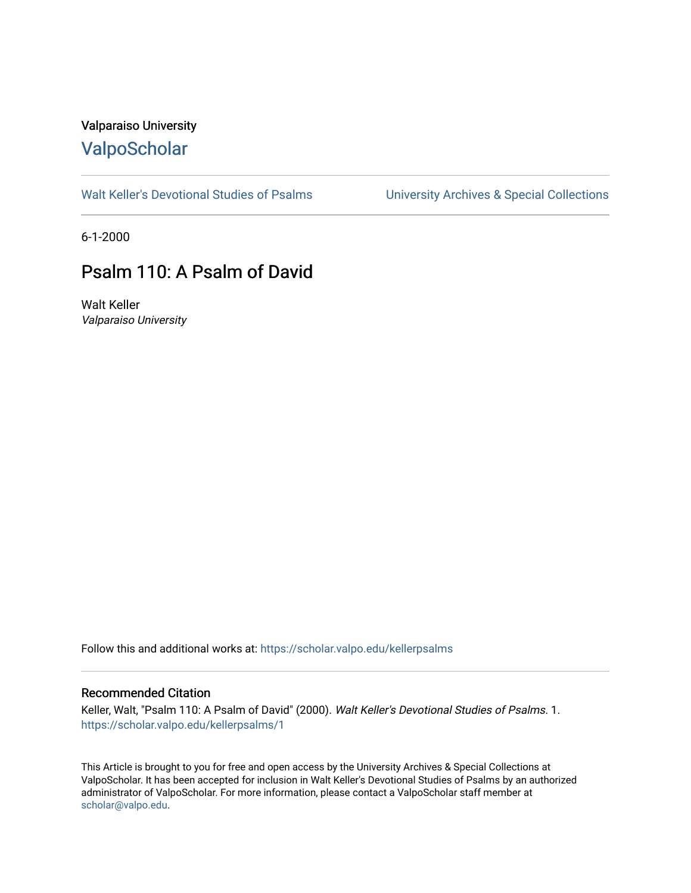Valparaiso University

# ValpoScholar

Walt Keller's Devotional Studies of Psalms

University Archives & Special Collections

6-1-2000

## Psalm 110: A Psalm of David

Walt Keller
*Valparaiso University*

Follow this and additional works at: https://scholar.valpo.edu/kellerpsalms

### Recommended Citation

Keller, Walt, "Psalm 110: A Psalm of David" (2000). *Walt Keller's Devotional Studies of Psalms*. 1.
https://scholar.valpo.edu/kellerpsalms/1

This Article is brought to you for free and open access by the University Archives & Special Collections at ValpoScholar. It has been accepted for inclusion in Walt Keller's Devotional Studies of Psalms by an authorized administrator of ValpoScholar. For more information, please contact a ValpoScholar staff member at scholar@valpo.edu.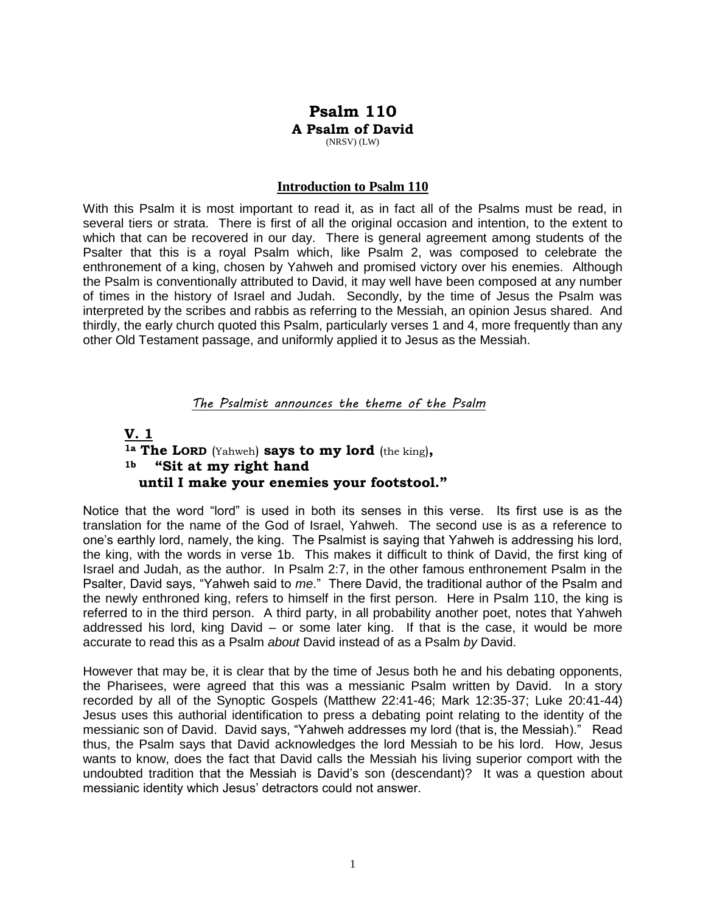# Psalm 110

### A Psalm of David

(NRSV) (LW)

## Introduction to Psalm 110

With this Psalm it is most important to read it, as in fact all of the Psalms must be read, in several tiers or strata. There is first of all the original occasion and intention, to the extent to which that can be recovered in our day. There is general agreement among students of the Psalter that this is a royal Psalm which, like Psalm 2, was composed to celebrate the enthronement of a king, chosen by Yahweh and promised victory over his enemies. Although the Psalm is conventionally attributed to David, it may well have been composed at any number of times in the history of Israel and Judah. Secondly, by the time of Jesus the Psalm was interpreted by the scribes and rabbis as referring to the Messiah, an opinion Jesus shared. And thirdly, the early church quoted this Psalm, particularly verses 1 and 4, more frequently than any other Old Testament passage, and uniformly applied it to Jesus as the Messiah.

*The Psalmist announces the theme of the Psalm*

**V. 1**

**1a The LORD** (Yahweh) **says to my lord** (the king)**,**
**1b "Sit at my right hand**
**until I make your enemies your footstool."**

Notice that the word "lord" is used in both its senses in this verse. Its first use is as the translation for the name of the God of Israel, Yahweh. The second use is as a reference to one's earthly lord, namely, the king. The Psalmist is saying that Yahweh is addressing his lord, the king, with the words in verse 1b. This makes it difficult to think of David, the first king of Israel and Judah, as the author. In Psalm 2:7, in the other famous enthronement Psalm in the Psalter, David says, "Yahweh said to *me*." There David, the traditional author of the Psalm and the newly enthroned king, refers to himself in the first person. Here in Psalm 110, the king is referred to in the third person. A third party, in all probability another poet, notes that Yahweh addressed his lord, king David – or some later king. If that is the case, it would be more accurate to read this as a Psalm *about* David instead of as a Psalm *by* David.

However that may be, it is clear that by the time of Jesus both he and his debating opponents, the Pharisees, were agreed that this was a messianic Psalm written by David. In a story recorded by all of the Synoptic Gospels (Matthew 22:41-46; Mark 12:35-37; Luke 20:41-44) Jesus uses this authorial identification to press a debating point relating to the identity of the messianic son of David. David says, "Yahweh addresses my lord (that is, the Messiah)." Read thus, the Psalm says that David acknowledges the lord Messiah to be his lord. How, Jesus wants to know, does the fact that David calls the Messiah his living superior comport with the undoubted tradition that the Messiah is David's son (descendant)? It was a question about messianic identity which Jesus' detractors could not answer.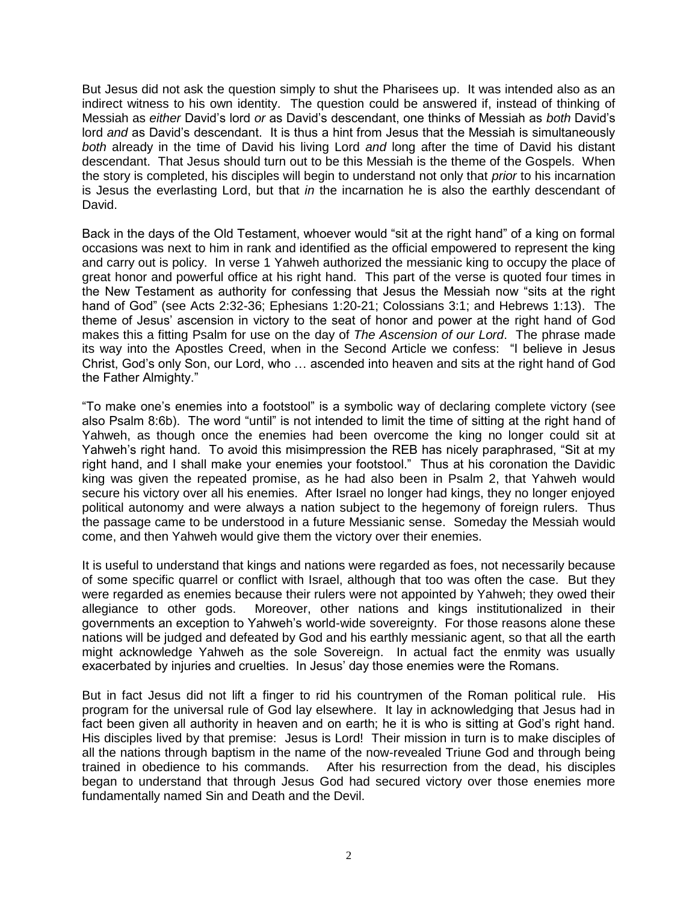But Jesus did not ask the question simply to shut the Pharisees up. It was intended also as an indirect witness to his own identity. The question could be answered if, instead of thinking of Messiah as *either* David's lord *or* as David's descendant, one thinks of Messiah as *both* David's lord *and* as David's descendant. It is thus a hint from Jesus that the Messiah is simultaneously *both* already in the time of David his living Lord *and* long after the time of David his distant descendant. That Jesus should turn out to be this Messiah is the theme of the Gospels. When the story is completed, his disciples will begin to understand not only that *prior* to his incarnation is Jesus the everlasting Lord, but that *in* the incarnation he is also the earthly descendant of David.

Back in the days of the Old Testament, whoever would "sit at the right hand" of a king on formal occasions was next to him in rank and identified as the official empowered to represent the king and carry out is policy. In verse 1 Yahweh authorized the messianic king to occupy the place of great honor and powerful office at his right hand. This part of the verse is quoted four times in the New Testament as authority for confessing that Jesus the Messiah now "sits at the right hand of God" (see Acts 2:32-36; Ephesians 1:20-21; Colossians 3:1; and Hebrews 1:13). The theme of Jesus' ascension in victory to the seat of honor and power at the right hand of God makes this a fitting Psalm for use on the day of *The Ascension of our Lord*. The phrase made its way into the Apostles Creed, when in the Second Article we confess: "I believe in Jesus Christ, God's only Son, our Lord, who … ascended into heaven and sits at the right hand of God the Father Almighty."

"To make one's enemies into a footstool" is a symbolic way of declaring complete victory (see also Psalm 8:6b). The word "until" is not intended to limit the time of sitting at the right hand of Yahweh, as though once the enemies had been overcome the king no longer could sit at Yahweh's right hand. To avoid this misimpression the REB has nicely paraphrased, "Sit at my right hand, and I shall make your enemies your footstool." Thus at his coronation the Davidic king was given the repeated promise, as he had also been in Psalm 2, that Yahweh would secure his victory over all his enemies. After Israel no longer had kings, they no longer enjoyed political autonomy and were always a nation subject to the hegemony of foreign rulers. Thus the passage came to be understood in a future Messianic sense. Someday the Messiah would come, and then Yahweh would give them the victory over their enemies.

It is useful to understand that kings and nations were regarded as foes, not necessarily because of some specific quarrel or conflict with Israel, although that too was often the case. But they were regarded as enemies because their rulers were not appointed by Yahweh; they owed their allegiance to other gods. Moreover, other nations and kings institutionalized in their governments an exception to Yahweh's world-wide sovereignty. For those reasons alone these nations will be judged and defeated by God and his earthly messianic agent, so that all the earth might acknowledge Yahweh as the sole Sovereign. In actual fact the enmity was usually exacerbated by injuries and cruelties. In Jesus' day those enemies were the Romans.

But in fact Jesus did not lift a finger to rid his countrymen of the Roman political rule. His program for the universal rule of God lay elsewhere. It lay in acknowledging that Jesus had in fact been given all authority in heaven and on earth; he it is who is sitting at God's right hand. His disciples lived by that premise: Jesus is Lord! Their mission in turn is to make disciples of all the nations through baptism in the name of the now-revealed Triune God and through being trained in obedience to his commands. After his resurrection from the dead, his disciples began to understand that through Jesus God had secured victory over those enemies more fundamentally named Sin and Death and the Devil.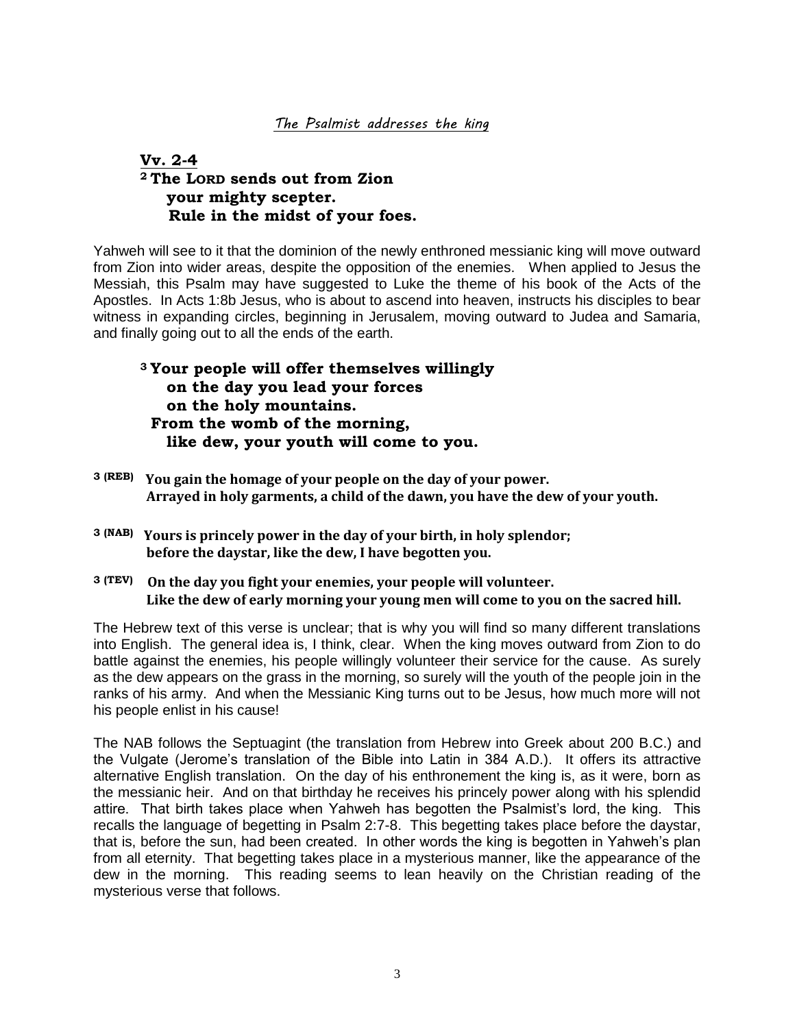*The Psalmist addresses the king*

**Vv. 2-4**

**[2] The LORD sends out from Zion**
**your mighty scepter.**
**Rule in the midst of your foes.**

Yahweh will see to it that the dominion of the newly enthroned messianic king will move outward from Zion into wider areas, despite the opposition of the enemies. When applied to Jesus the Messiah, this Psalm may have suggested to Luke the theme of his book of the Acts of the Apostles. In Acts 1:8b Jesus, who is about to ascend into heaven, instructs his disciples to bear witness in expanding circles, beginning in Jerusalem, moving outward to Judea and Samaria, and finally going out to all the ends of the earth.

**[3] Your people will offer themselves willingly**
**on the day you lead your forces**
**on the holy mountains.**
**From the womb of the morning,**
**like dew, your youth will come to you.**

**3 (REB)** **You gain the homage of your people on the day of your power.**
**Arrayed in holy garments, a child of the dawn, you have the dew of your youth.**

**3 (NAB)** **Yours is princely power in the day of your birth, in holy splendor;**
**before the daystar, like the dew, I have begotten you.**

**3 (TEV)** **On the day you fight your enemies, your people will volunteer.**
**Like the dew of early morning your young men will come to you on the sacred hill.**

The Hebrew text of this verse is unclear; that is why you will find so many different translations into English. The general idea is, I think, clear. When the king moves outward from Zion to do battle against the enemies, his people willingly volunteer their service for the cause. As surely as the dew appears on the grass in the morning, so surely will the youth of the people join in the ranks of his army. And when the Messianic King turns out to be Jesus, how much more will not his people enlist in his cause!

The NAB follows the Septuagint (the translation from Hebrew into Greek about 200 B.C.) and the Vulgate (Jerome's translation of the Bible into Latin in 384 A.D.). It offers its attractive alternative English translation. On the day of his enthronement the king is, as it were, born as the messianic heir. And on that birthday he receives his princely power along with his splendid attire. That birth takes place when Yahweh has begotten the Psalmist's lord, the king. This recalls the language of begetting in Psalm 2:7-8. This begetting takes place before the daystar, that is, before the sun, had been created. In other words the king is begotten in Yahweh's plan from all eternity. That begetting takes place in a mysterious manner, like the appearance of the dew in the morning. This reading seems to lean heavily on the Christian reading of the mysterious verse that follows.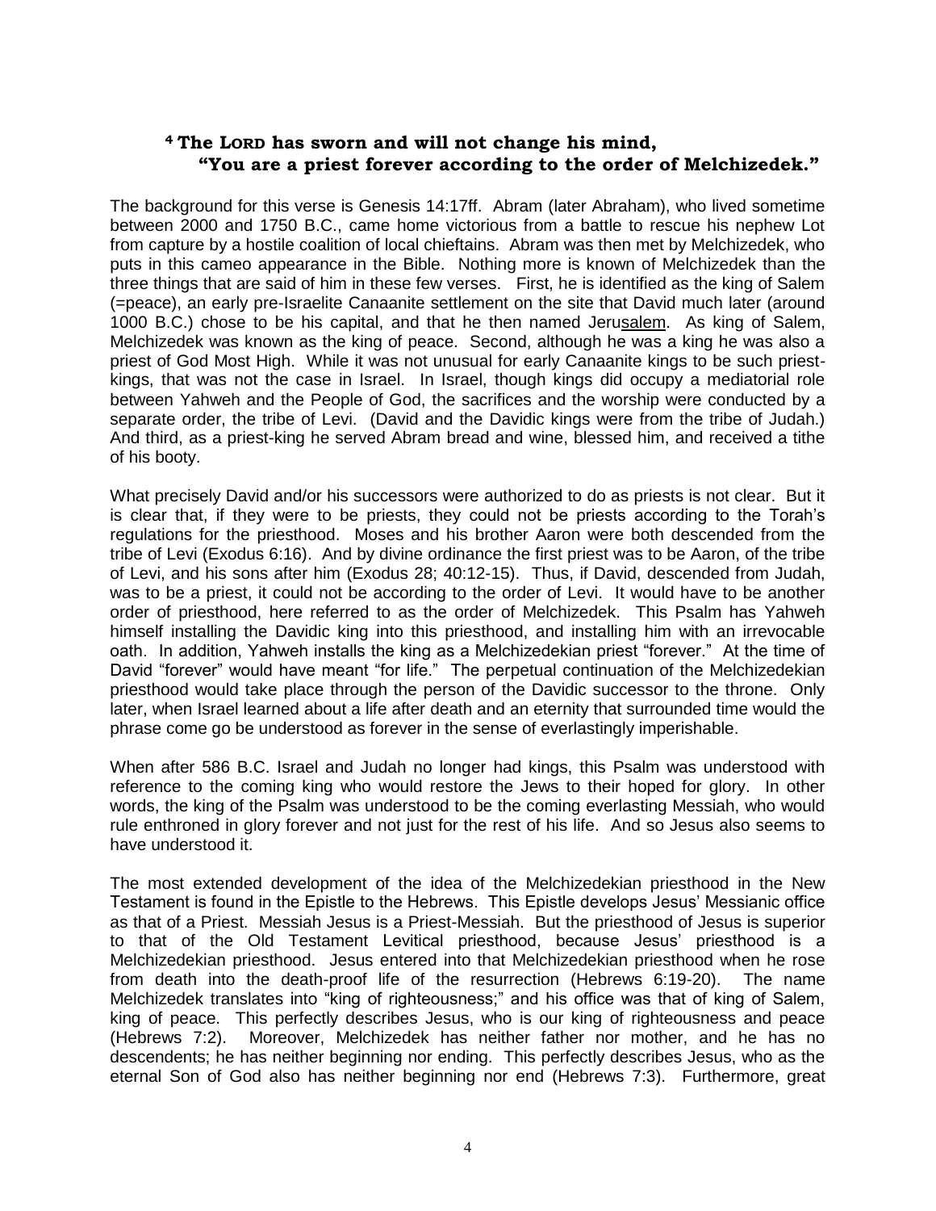**[4] The LORD has sworn and will not change his mind,
"You are a priest forever according to the order of Melchizedek."**

The background for this verse is Genesis 14:17ff. Abram (later Abraham), who lived sometime between 2000 and 1750 B.C., came home victorious from a battle to rescue his nephew Lot from capture by a hostile coalition of local chieftains. Abram was then met by Melchizedek, who puts in this cameo appearance in the Bible. Nothing more is known of Melchizedek than the three things that are said of him in these few verses. First, he is identified as the king of Salem (=peace), an early pre-Israelite Canaanite settlement on the site that David much later (around 1000 B.C.) chose to be his capital, and that he then named Jerusalem. As king of Salem, Melchizedek was known as the king of peace. Second, although he was a king he was also a priest of God Most High. While it was not unusual for early Canaanite kings to be such priest-kings, that was not the case in Israel. In Israel, though kings did occupy a mediatorial role between Yahweh and the People of God, the sacrifices and the worship were conducted by a separate order, the tribe of Levi. (David and the Davidic kings were from the tribe of Judah.) And third, as a priest-king he served Abram bread and wine, blessed him, and received a tithe of his booty.

What precisely David and/or his successors were authorized to do as priests is not clear. But it is clear that, if they were to be priests, they could not be priests according to the Torah's regulations for the priesthood. Moses and his brother Aaron were both descended from the tribe of Levi (Exodus 6:16). And by divine ordinance the first priest was to be Aaron, of the tribe of Levi, and his sons after him (Exodus 28; 40:12-15). Thus, if David, descended from Judah, was to be a priest, it could not be according to the order of Levi. It would have to be another order of priesthood, here referred to as the order of Melchizedek. This Psalm has Yahweh himself installing the Davidic king into this priesthood, and installing him with an irrevocable oath. In addition, Yahweh installs the king as a Melchizedekian priest "forever." At the time of David "forever" would have meant "for life." The perpetual continuation of the Melchizedekian priesthood would take place through the person of the Davidic successor to the throne. Only later, when Israel learned about a life after death and an eternity that surrounded time would the phrase come go be understood as forever in the sense of everlastingly imperishable.

When after 586 B.C. Israel and Judah no longer had kings, this Psalm was understood with reference to the coming king who would restore the Jews to their hoped for glory. In other words, the king of the Psalm was understood to be the coming everlasting Messiah, who would rule enthroned in glory forever and not just for the rest of his life. And so Jesus also seems to have understood it.

The most extended development of the idea of the Melchizedekian priesthood in the New Testament is found in the Epistle to the Hebrews. This Epistle develops Jesus' Messianic office as that of a Priest. Messiah Jesus is a Priest-Messiah. But the priesthood of Jesus is superior to that of the Old Testament Levitical priesthood, because Jesus' priesthood is a Melchizedekian priesthood. Jesus entered into that Melchizedekian priesthood when he rose from death into the death-proof life of the resurrection (Hebrews 6:19-20). The name Melchizedek translates into "king of righteousness;" and his office was that of king of Salem, king of peace. This perfectly describes Jesus, who is our king of righteousness and peace (Hebrews 7:2). Moreover, Melchizedek has neither father nor mother, and he has no descendents; he has neither beginning nor ending. This perfectly describes Jesus, who as the eternal Son of God also has neither beginning nor end (Hebrews 7:3). Furthermore, great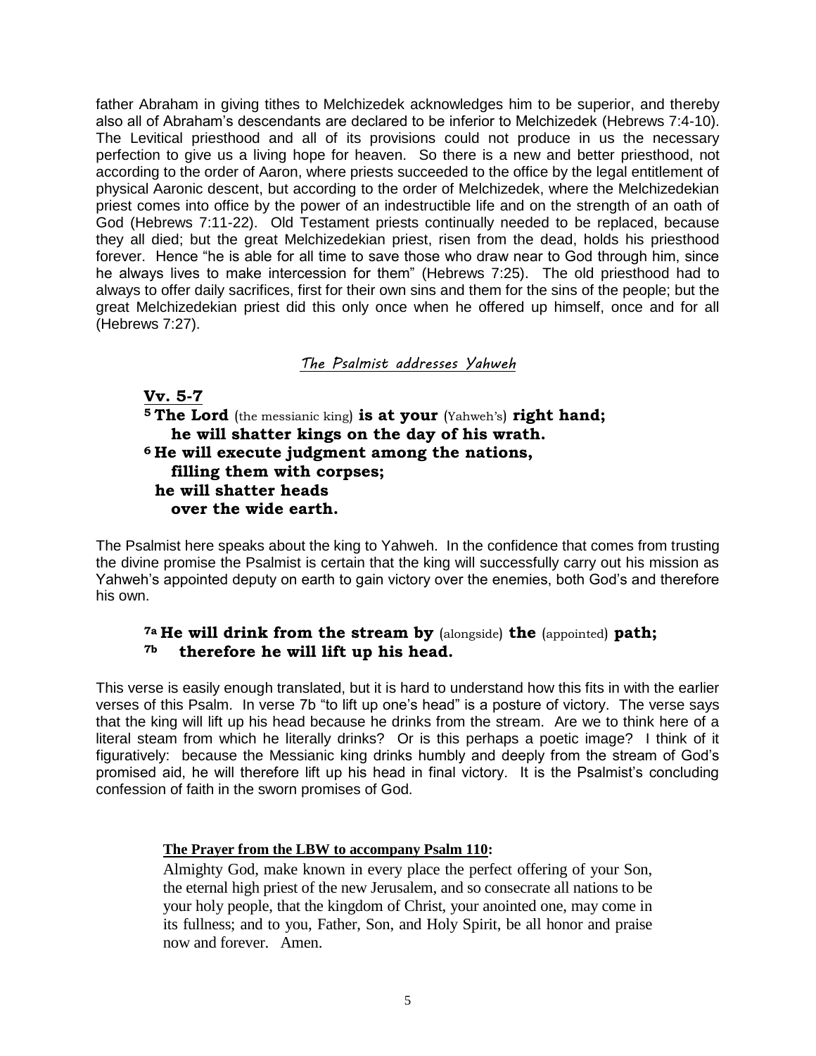father Abraham in giving tithes to Melchizedek acknowledges him to be superior, and thereby also all of Abraham's descendants are declared to be inferior to Melchizedek (Hebrews 7:4-10). The Levitical priesthood and all of its provisions could not produce in us the necessary perfection to give us a living hope for heaven. So there is a new and better priesthood, not according to the order of Aaron, where priests succeeded to the office by the legal entitlement of physical Aaronic descent, but according to the order of Melchizedek, where the Melchizedekian priest comes into office by the power of an indestructible life and on the strength of an oath of God (Hebrews 7:11-22). Old Testament priests continually needed to be replaced, because they all died; but the great Melchizedekian priest, risen from the dead, holds his priesthood forever. Hence "he is able for all time to save those who draw near to God through him, since he always lives to make intercession for them" (Hebrews 7:25). The old priesthood had to always to offer daily sacrifices, first for their own sins and them for the sins of the people; but the great Melchizedekian priest did this only once when he offered up himself, once and for all (Hebrews 7:27).

*The Psalmist addresses Yahweh*

**Vv. 5-7**

**5 The Lord** (the messianic king) **is at your** (Yahweh's) **right hand;**
**he will shatter kings on the day of his wrath.**
**6 He will execute judgment among the nations,**
**filling them with corpses;**
**he will shatter heads**
**over the wide earth.**

The Psalmist here speaks about the king to Yahweh. In the confidence that comes from trusting the divine promise the Psalmist is certain that the king will successfully carry out his mission as Yahweh's appointed deputy on earth to gain victory over the enemies, both God's and therefore his own.

**7a He will drink from the stream by** (alongside) **the** (appointed) **path;**
**7b therefore he will lift up his head.**

This verse is easily enough translated, but it is hard to understand how this fits in with the earlier verses of this Psalm. In verse 7b "to lift up one's head" is a posture of victory. The verse says that the king will lift up his head because he drinks from the stream. Are we to think here of a literal steam from which he literally drinks? Or is this perhaps a poetic image? I think of it figuratively: because the Messianic king drinks humbly and deeply from the stream of God's promised aid, he will therefore lift up his head in final victory. It is the Psalmist's concluding confession of faith in the sworn promises of God.

**The Prayer from the LBW to accompany Psalm 110:**

Almighty God, make known in every place the perfect offering of your Son, the eternal high priest of the new Jerusalem, and so consecrate all nations to be your holy people, that the kingdom of Christ, your anointed one, may come in its fullness; and to you, Father, Son, and Holy Spirit, be all honor and praise now and forever. Amen.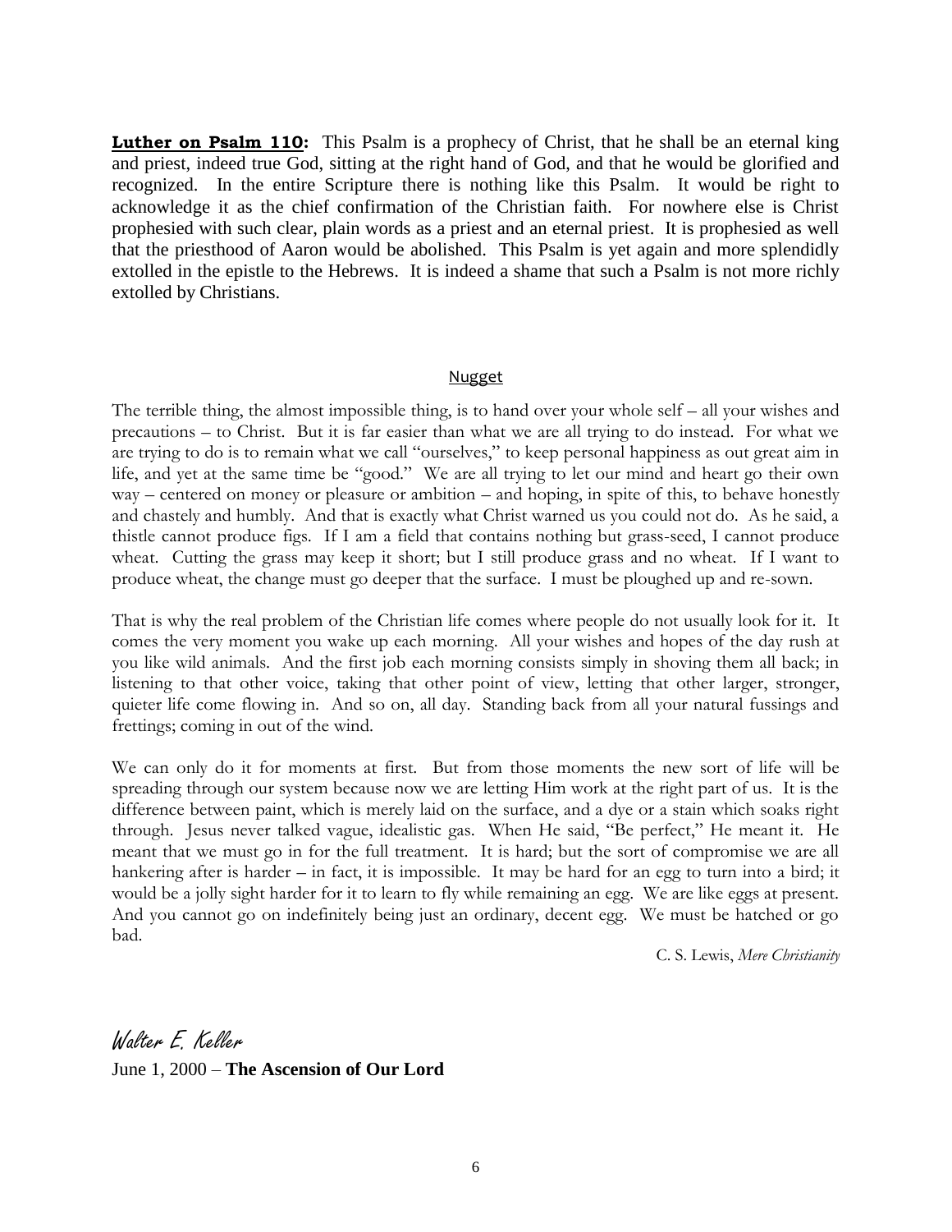**Luther on Psalm 110:** This Psalm is a prophecy of Christ, that he shall be an eternal king and priest, indeed true God, sitting at the right hand of God, and that he would be glorified and recognized. In the entire Scripture there is nothing like this Psalm. It would be right to acknowledge it as the chief confirmation of the Christian faith. For nowhere else is Christ prophesied with such clear, plain words as a priest and an eternal priest. It is prophesied as well that the priesthood of Aaron would be abolished. This Psalm is yet again and more splendidly extolled in the epistle to the Hebrews. It is indeed a shame that such a Psalm is not more richly extolled by Christians.

## Nugget

The terrible thing, the almost impossible thing, is to hand over your whole self – all your wishes and precautions – to Christ. But it is far easier than what we are all trying to do instead. For what we are trying to do is to remain what we call "ourselves," to keep personal happiness as out great aim in life, and yet at the same time be "good." We are all trying to let our mind and heart go their own way – centered on money or pleasure or ambition – and hoping, in spite of this, to behave honestly and chastely and humbly. And that is exactly what Christ warned us you could not do. As he said, a thistle cannot produce figs. If I am a field that contains nothing but grass-seed, I cannot produce wheat. Cutting the grass may keep it short; but I still produce grass and no wheat. If I want to produce wheat, the change must go deeper that the surface. I must be ploughed up and re-sown.

That is why the real problem of the Christian life comes where people do not usually look for it. It comes the very moment you wake up each morning. All your wishes and hopes of the day rush at you like wild animals. And the first job each morning consists simply in shoving them all back; in listening to that other voice, taking that other point of view, letting that other larger, stronger, quieter life come flowing in. And so on, all day. Standing back from all your natural fussings and frettings; coming in out of the wind.

We can only do it for moments at first. But from those moments the new sort of life will be spreading through our system because now we are letting Him work at the right part of us. It is the difference between paint, which is merely laid on the surface, and a dye or a stain which soaks right through. Jesus never talked vague, idealistic gas. When He said, "Be perfect," He meant it. He meant that we must go in for the full treatment. It is hard; but the sort of compromise we are all hankering after is harder – in fact, it is impossible. It may be hard for an egg to turn into a bird; it would be a jolly sight harder for it to learn to fly while remaining an egg. We are like eggs at present. And you cannot go on indefinitely being just an ordinary, decent egg. We must be hatched or go bad.

C. S. Lewis, *Mere Christianity*

Walter E. Keller

June 1, 2000 – **The Ascension of Our Lord**